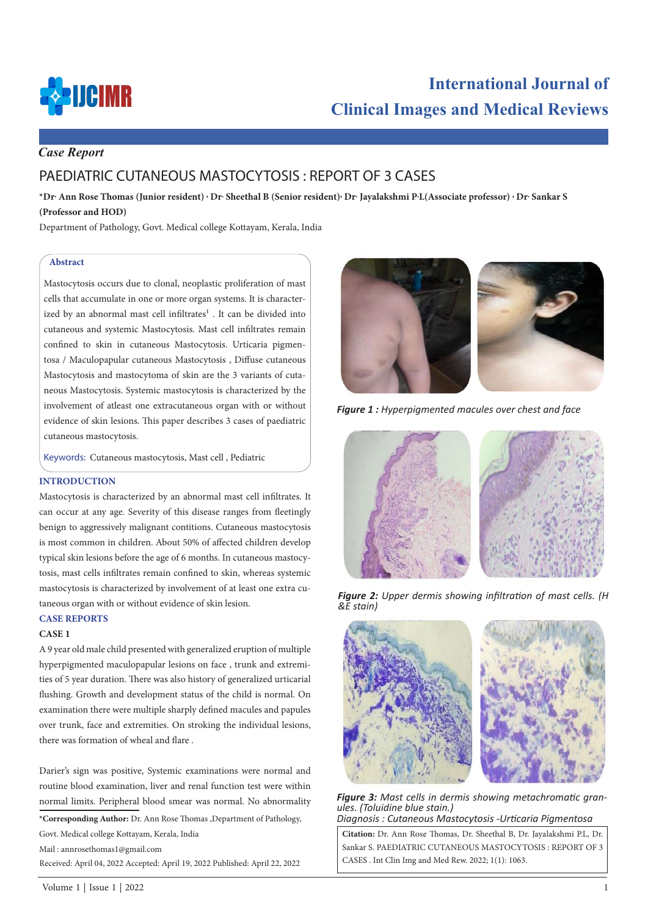*Case Report*

# PAEDIATRIC CUTANEOUS MASTOCYTOSIS : REPORT OF 3 CASES

**\*Dr. Ann Rose Thomas (Junior resident) , Dr. Sheethal B (Senior resident), Dr. Jayalakshmi P.L(Associate professor) , Dr. Sankar S (Professor and HOD)**

Department of Pathology, Govt. Medical college Kottayam, Kerala, India

## Abstract

Mastocytosis occurs due to clonal, neoplastic proliferation of mast cells that accumulate in one or more organ systems. It is characterized by an abnormal mast cell infiltrates[1] . It can be divided into cutaneous and systemic Mastocytosis. Mast cell infiltrates remain confined to skin in cutaneous Mastocytosis. Urticaria pigmentosa / Maculopapular cutaneous Mastocytosis , Diffuse cutaneous Mastocytosis and mastocytoma of skin are the 3 variants of cutaneous Mastocytosis. Systemic mastocytosis is characterized by the involvement of atleast one extracutaneous organ with or without evidence of skin lesions. This paper describes 3 cases of paediatric cutaneous mastocytosis.

Keywords: Cutaneous mastocytosis, Mast cell , Pediatric

## INTRODUCTION

Mastocytosis is characterized by an abnormal mast cell infiltrates. It can occur at any age. Severity of this disease ranges from fleetingly benign to aggressively malignant contitions. Cutaneous mastocytosis is most common in children. About 50% of affected children develop typical skin lesions before the age of 6 months. In cutaneous mastocytosis, mast cells infiltrates remain confined to skin, whereas systemic mastocytosis is characterized by involvement of at least one extra cutaneous organ with or without evidence of skin lesion.

## CASE REPORTS

### CASE 1

A 9 year old male child presented with generalized eruption of multiple hyperpigmented maculopapular lesions on face , trunk and extremities of 5 year duration. There was also history of generalized urticarial flushing. Growth and development status of the child is normal. On examination there were multiple sharply defined macules and papules over trunk, face and extremities. On stroking the individual lesions, there was formation of wheal and flare .

Darier's sign was positive, Systemic examinations were normal and routine blood examination, liver and renal function test were within normal limits. Peripheral blood smear was normal. No abnormality

*Figure 1 : Hyperpigmented macules over chest and face*

*Figure 2: Upper dermis showing infiltration of mast cells. (H &E stain)*

*Figure 3: Mast cells in dermis showing metachromatic granules. (Toluidine blue stain.)*
*Diagnosis : Cutaneous Mastocytosis -Urticaria Pigmentosa*

**\*Corresponding Author:** Dr. Ann Rose Thomas ,Department of Pathology, Govt. Medical college Kottayam, Kerala, India

Mail : annrosethomas1@gmail.com

Received: April 04, 2022 Accepted: April 19, 2022 Published: April 22, 2022

**Citation:** Dr. Ann Rose Thomas, Dr. Sheethal B, Dr. Jayalakshmi P.L, Dr. Sankar S. PAEDIATRIC CUTANEOUS MASTOCYTOSIS : REPORT OF 3 CASES . Int Clin Img and Med Rew. 2022; 1(1): 1063.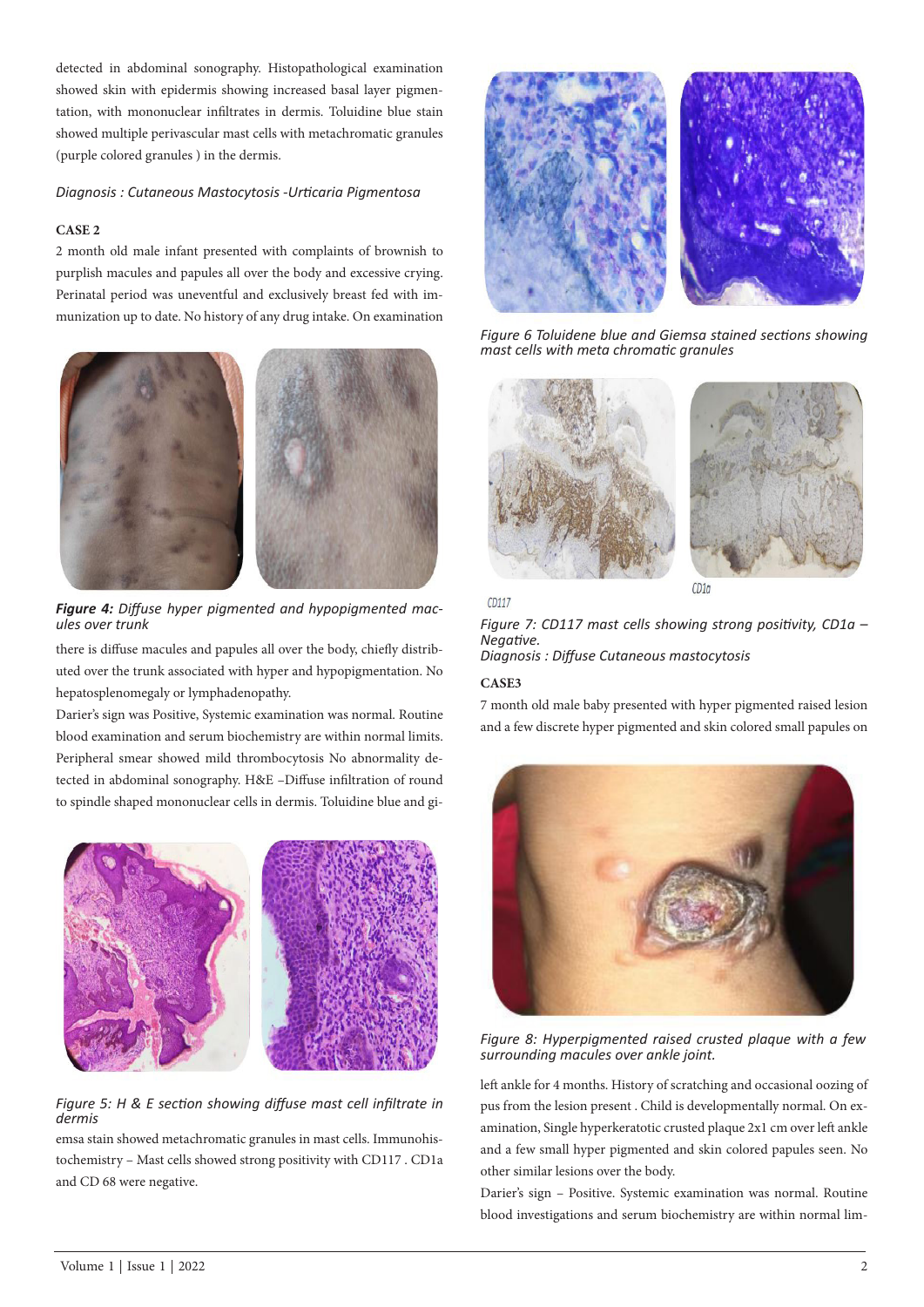detected in abdominal sonography. Histopathological examination showed skin with epidermis showing increased basal layer pigmentation, with mononuclear infiltrates in dermis. Toluidine blue stain showed multiple perivascular mast cells with metachromatic granules (purple colored granules ) in the dermis.

*Diagnosis : Cutaneous Mastocytosis -Urticaria Pigmentosa*

**CASE 2**

2 month old male infant presented with complaints of brownish to purplish macules and papules all over the body and excessive crying. Perinatal period was uneventful and exclusively breast fed with immunization up to date. No history of any drug intake. On examination there is diffuse macules and papules all over the body, chiefly distributed over the trunk associated with hyper and hypopigmentation. No hepatosplenomegaly or lymphadenopathy.

*Figure 4: Diffuse hyper pigmented and hypopigmented macules over trunk*

Darier's sign was Positive, Systemic examination was normal. Routine blood examination and serum biochemistry are within normal limits. Peripheral smear showed mild thrombocytosis No abnormality detected in abdominal sonography. H&E –Diffuse infiltration of round to spindle shaped mononuclear cells in dermis. Toluidine blue and giemsa stain showed metachromatic granules in mast cells. Immunohistochemistry – Mast cells showed strong positivity with CD117 . CD1a and CD 68 were negative.

*Figure 5: H & E section showing diffuse mast cell infiltrate in dermis*

*Figure 6 Toluidene blue and Giemsa stained sections showing mast cells with meta chromatic granules*

CD117 CD1a

*Figure 7: CD117 mast cells showing strong positivity, CD1a – Negative.*

*Diagnosis : Diffuse Cutaneous mastocytosis*

**CASE3**

7 month old male baby presented with hyper pigmented raised lesion and a few discrete hyper pigmented and skin colored small papules on left ankle for 4 months. History of scratching and occasional oozing of pus from the lesion present . Child is developmentally normal. On examination, Single hyperkeratotic crusted plaque 2x1 cm over left ankle and a few small hyper pigmented and skin colored papules seen. No other similar lesions over the body.

*Figure 8: Hyperpigmented raised crusted plaque with a few surrounding macules over ankle joint.*

Darier's sign – Positive. Systemic examination was normal. Routine blood investigations and serum biochemistry are within normal lim-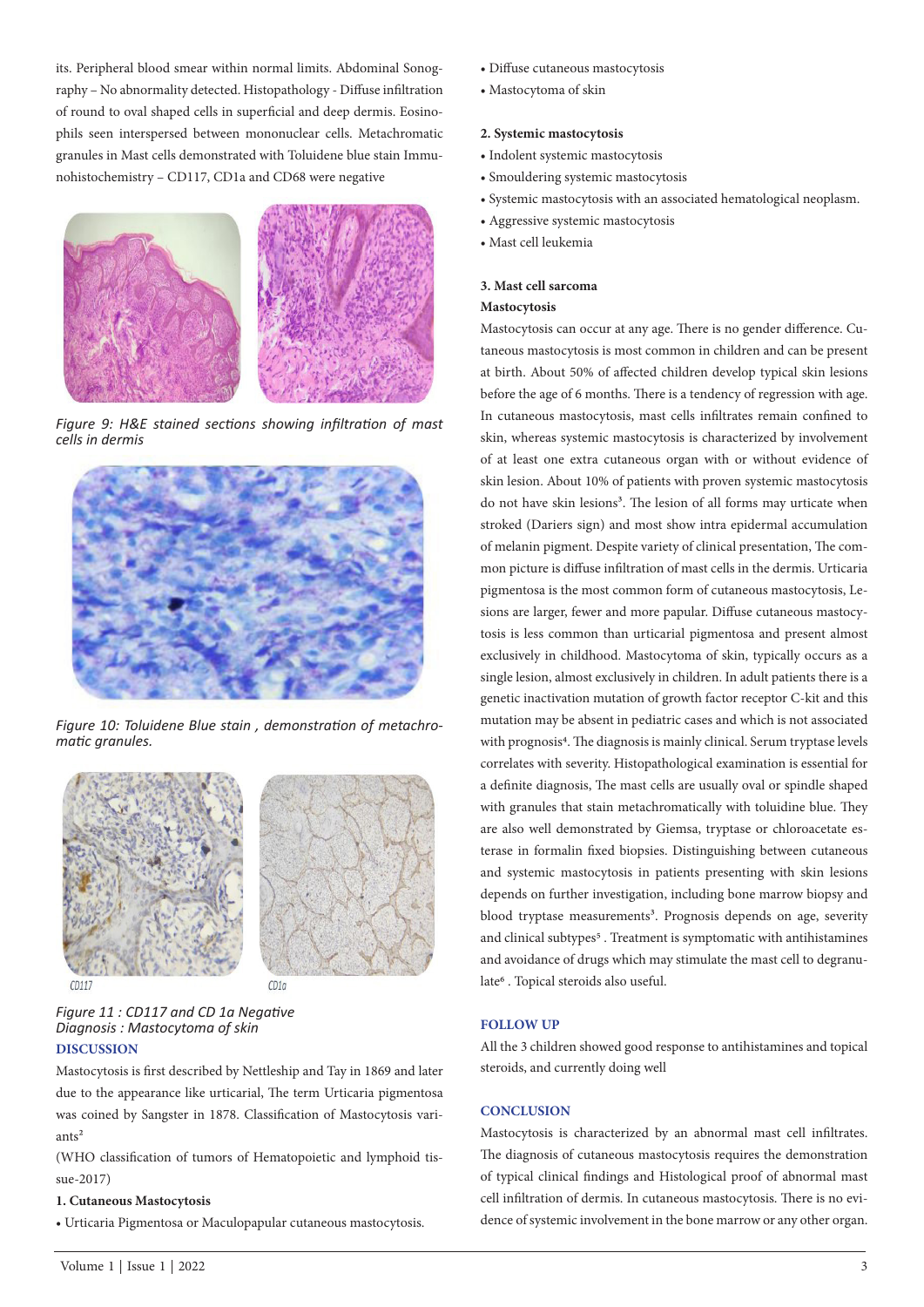its. Peripheral blood smear within normal limits. Abdominal Sonography – No abnormality detected. Histopathology - Diffuse infiltration of round to oval shaped cells in superficial and deep dermis. Eosinophils seen interspersed between mononuclear cells. Metachromatic granules in Mast cells demonstrated with Toluidene blue stain Immunohistochemistry – CD117, CD1a and CD68 were negative

*Figure 9: H&E stained sections showing infiltration of mast cells in dermis*

*Figure 10: Toluidene Blue stain , demonstration of metachromatic granules.*

CD117 CD1a

*Figure 11 : CD117 and CD 1a Negative*
*Diagnosis : Mastocytoma of skin*

## DISCUSSION

Mastocytosis is first described by Nettleship and Tay in 1869 and later due to the appearance like urticarial, The term Urticaria pigmentosa was coined by Sangster in 1878. Classification of Mastocytosis variants[2]

(WHO classification of tumors of Hematopoietic and lymphoid tissue-2017)

**1. Cutaneous Mastocytosis**

- Urticaria Pigmentosa or Maculopapular cutaneous mastocytosis.
- Diffuse cutaneous mastocytosis
- Mastocytoma of skin

**2. Systemic mastocytosis**

- Indolent systemic mastocytosis
- Smouldering systemic mastocytosis
- Systemic mastocytosis with an associated hematological neoplasm.
- Aggressive systemic mastocytosis
- Mast cell leukemia

**3. Mast cell sarcoma**

**Mastocytosis**

Mastocytosis can occur at any age. There is no gender difference. Cutaneous mastocytosis is most common in children and can be present at birth. About 50% of affected children develop typical skin lesions before the age of 6 months. There is a tendency of regression with age. In cutaneous mastocytosis, mast cells infiltrates remain confined to skin, whereas systemic mastocytosis is characterized by involvement of at least one extra cutaneous organ with or without evidence of skin lesion. About 10% of patients with proven systemic mastocytosis do not have skin lesions[3]. The lesion of all forms may urticate when stroked (Dariers sign) and most show intra epidermal accumulation of melanin pigment. Despite variety of clinical presentation, The common picture is diffuse infiltration of mast cells in the dermis. Urticaria pigmentosa is the most common form of cutaneous mastocytosis, Lesions are larger, fewer and more papular. Diffuse cutaneous mastocytosis is less common than urticarial pigmentosa and present almost exclusively in childhood. Mastocytoma of skin, typically occurs as a single lesion, almost exclusively in children. In adult patients there is a genetic inactivation mutation of growth factor receptor C-kit and this mutation may be absent in pediatric cases and which is not associated with prognosis[4]. The diagnosis is mainly clinical. Serum tryptase levels correlates with severity. Histopathological examination is essential for a definite diagnosis, The mast cells are usually oval or spindle shaped with granules that stain metachromatically with toluidine blue. They are also well demonstrated by Giemsa, tryptase or chloroacetate esterase in formalin fixed biopsies. Distinguishing between cutaneous and systemic mastocytosis in patients presenting with skin lesions depends on further investigation, including bone marrow biopsy and blood tryptase measurements[3]. Prognosis depends on age, severity and clinical subtypes[5] . Treatment is symptomatic with antihistamines and avoidance of drugs which may stimulate the mast cell to degranulate[6] . Topical steroids also useful.

## FOLLOW UP

All the 3 children showed good response to antihistamines and topical steroids, and currently doing well

## CONCLUSION

Mastocytosis is characterized by an abnormal mast cell infiltrates. The diagnosis of cutaneous mastocytosis requires the demonstration of typical clinical findings and Histological proof of abnormal mast cell infiltration of dermis. In cutaneous mastocytosis. There is no evidence of systemic involvement in the bone marrow or any other organ.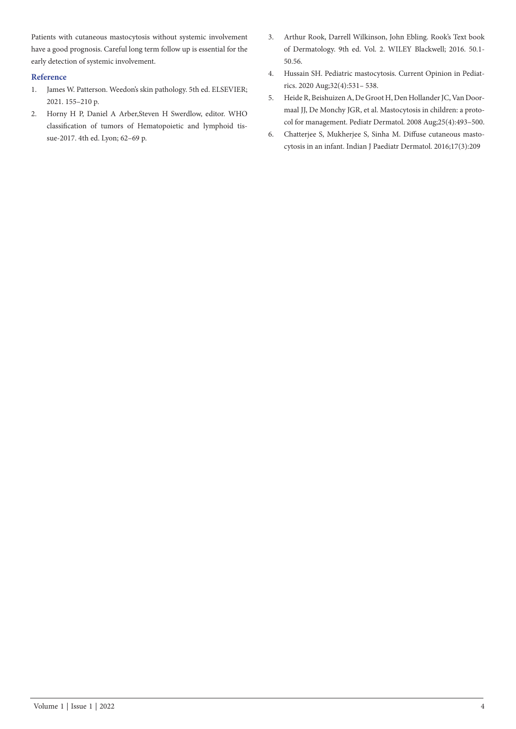Patients with cutaneous mastocytosis without systemic involvement have a good prognosis. Careful long term follow up is essential for the early detection of systemic involvement.

## Reference

1. James W. Patterson. Weedon's skin pathology. 5th ed. ELSEVIER; 2021. 155–210 p.
2. Horny H P, Daniel A Arber,Steven H Swerdlow, editor. WHO classification of tumors of Hematopoietic and lymphoid tissue-2017. 4th ed. Lyon; 62–69 p.
3. Arthur Rook, Darrell Wilkinson, John Ebling. Rook's Text book of Dermatology. 9th ed. Vol. 2. WILEY Blackwell; 2016. 50.1-50.56.
4. Hussain SH. Pediatric mastocytosis. Current Opinion in Pediatrics. 2020 Aug;32(4):531– 538.
5. Heide R, Beishuizen A, De Groot H, Den Hollander JC, Van Doormaal JJ, De Monchy JGR, et al. Mastocytosis in children: a protocol for management. Pediatr Dermatol. 2008 Aug;25(4):493–500.
6. Chatterjee S, Mukherjee S, Sinha M. Diffuse cutaneous mastocytosis in an infant. Indian J Paediatr Dermatol. 2016;17(3):209